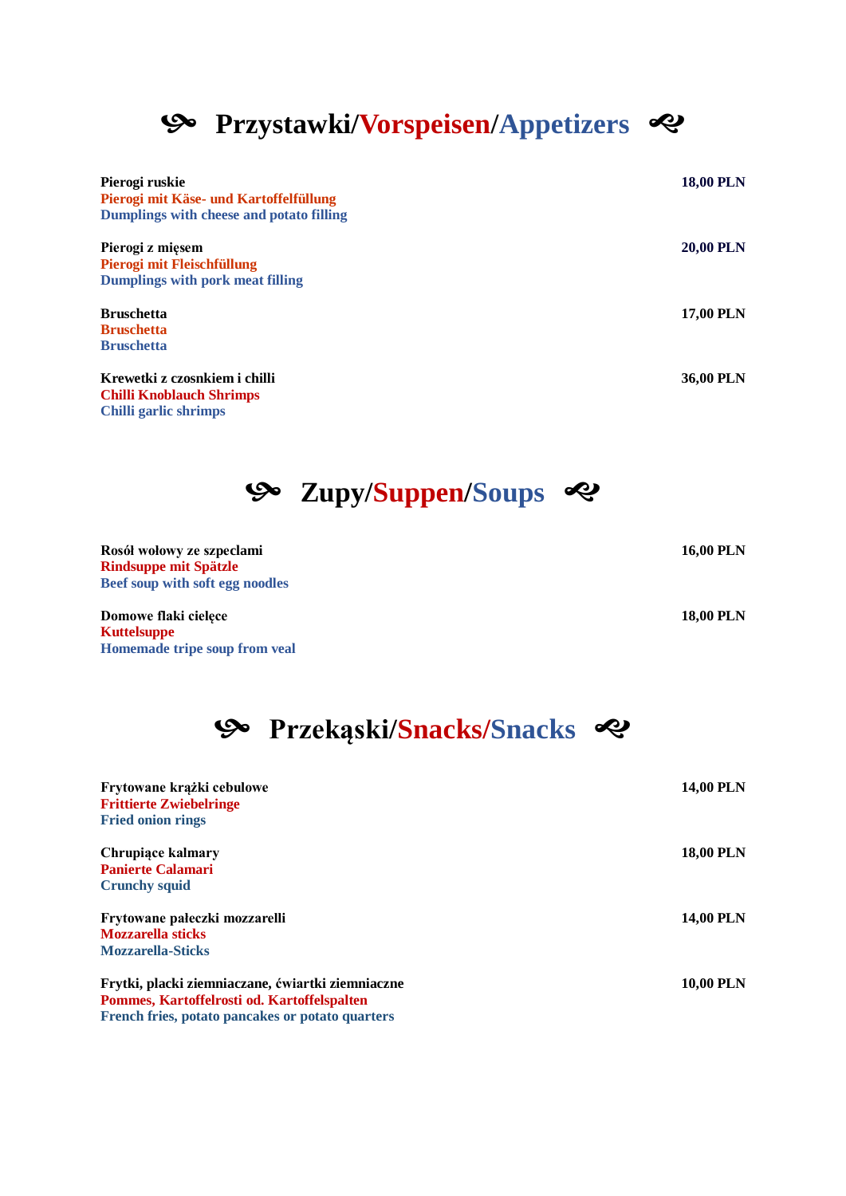# ❧ Przystawki/Vorspeisen/Appetizers ☙

**Pierogi ruskie** — **18,00 PLN**
**Pierogi mit Käse- und Kartoffelfüllung**
**Dumplings with cheese and potato filling**

**Pierogi z mięsem** — **20,00 PLN**
**Pierogi mit Fleischfüllung**
**Dumplings with pork meat filling**

**Bruschetta** — **17,00 PLN**
**Bruschetta**
**Bruschetta**

**Krewetki z czosnkiem i chilli** — **36,00 PLN**
**Chilli Knoblauch Shrimps**
**Chilli garlic shrimps**

# ❧ Zupy/Suppen/Soups ☙

**Rosół wołowy ze szpeclami** — **16,00 PLN**
**Rindsuppe mit Spätzle**
**Beef soup with soft egg noodles**

**Domowe flaki cielęce** — **18,00 PLN**
**Kuttelsuppe**
**Homemade tripe soup from veal**

# ❧ Przekąski/Snacks/Snacks ☙

**Frytowane krążki cebulowe** — **14,00 PLN**
**Frittierte Zwiebelringe**
**Fried onion rings**

**Chrupiące kalmary** — **18,00 PLN**
**Panierte Calamari**
**Crunchy squid**

**Frytowane pałeczki mozzarelli** — **14,00 PLN**
**Mozzarella sticks**
**Mozzarella-Sticks**

**Frytki, placki ziemniaczane, ćwiartki ziemniaczne** — **10,00 PLN**
**Pommes, Kartoffelrosti od. Kartoffelspalten**
**French fries, potato pancakes or potato quarters**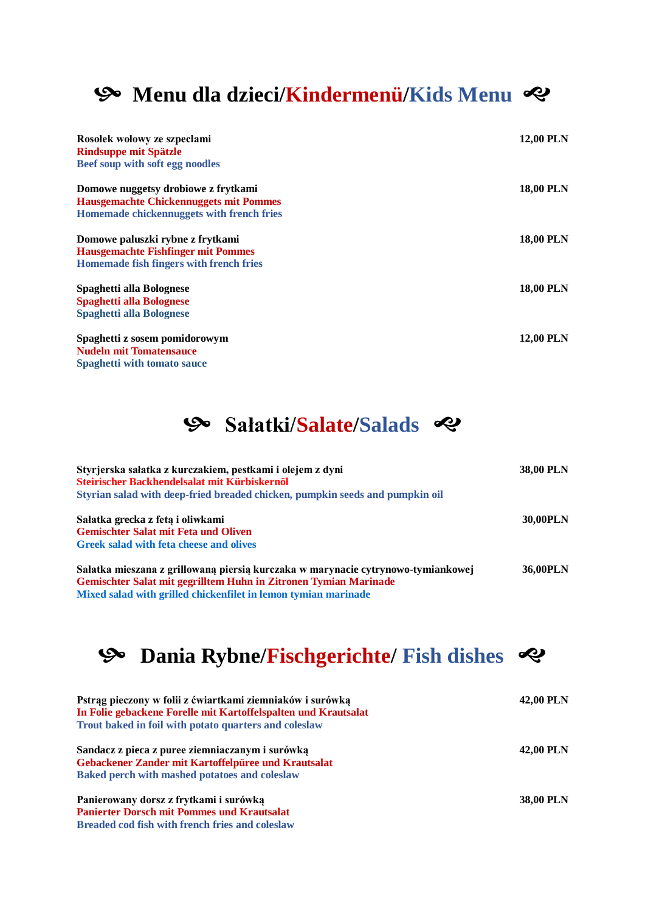# ೋ Menu dla dzieci/Kindermenü/Kids Menu ೋ

**Rosołek wołowy ze szpeclami** — **12,00 PLN**
**Rindsuppe mit Spätzle**
**Beef soup with soft egg noodles**

**Domowe nuggetsy drobiowe z frytkami** — **18,00 PLN**
**Hausgemachte Chickennuggets mit Pommes**
**Homemade chickennuggets with french fries**

**Domowe paluszki rybne z frytkami** — **18,00 PLN**
**Hausgemachte Fishfinger mit Pommes**
**Homemade fish fingers with french fries**

**Spaghetti alla Bolognese** — **18,00 PLN**
**Spaghetti alla Bolognese**
**Spaghetti alla Bolognese**

**Spaghetti z sosem pomidorowym** — **12,00 PLN**
**Nudeln mit Tomatensauce**
**Spaghetti with tomato sauce**

# ೋ Sałatki/Salate/Salads ೋ

**Styrjerska sałatka z kurczakiem, pestkami i olejem z dyni** — **38,00 PLN**
**Steirischer Backhendelsalat mit Kürbiskernöl**
**Styrian salad with deep-fried breaded chicken, pumpkin seeds and pumpkin oil**

**Sałatka grecka z fetą i oliwkami** — **30,00PLN**
**Gemischter Salat mit Feta und Oliven**
**Greek salad with feta cheese and olives**

**Sałatka mieszana z grillowaną piersią kurczaka w marynacie cytrynowo-tymiankowej** — **36,00PLN**
**Gemischter Salat mit gegrilltem Huhn in Zitronen Tymian Marinade**
**Mixed salad with grilled chickenfilet in lemon tymian marinade**

# ೋ Dania Rybne/Fischgerichte/ Fish dishes ೋ

**Pstrąg pieczony w folii z ćwiartkami ziemniaków i surówką** — **42,00 PLN**
**In Folie gebackene Forelle mit Kartoffelspalten und Krautsalat**
**Trout baked in foil with potato quarters and coleslaw**

**Sandacz z pieca z puree ziemniaczanym i surówką** — **42,00 PLN**
**Gebackener Zander mit Kartoffelpüree und Krautsalat**
**Baked perch with mashed potatoes and coleslaw**

**Panierowany dorsz z frytkami i surówką** — **38,00 PLN**
**Panierter Dorsch mit Pommes und Krautsalat**
**Breaded cod fish with french fries and coleslaw**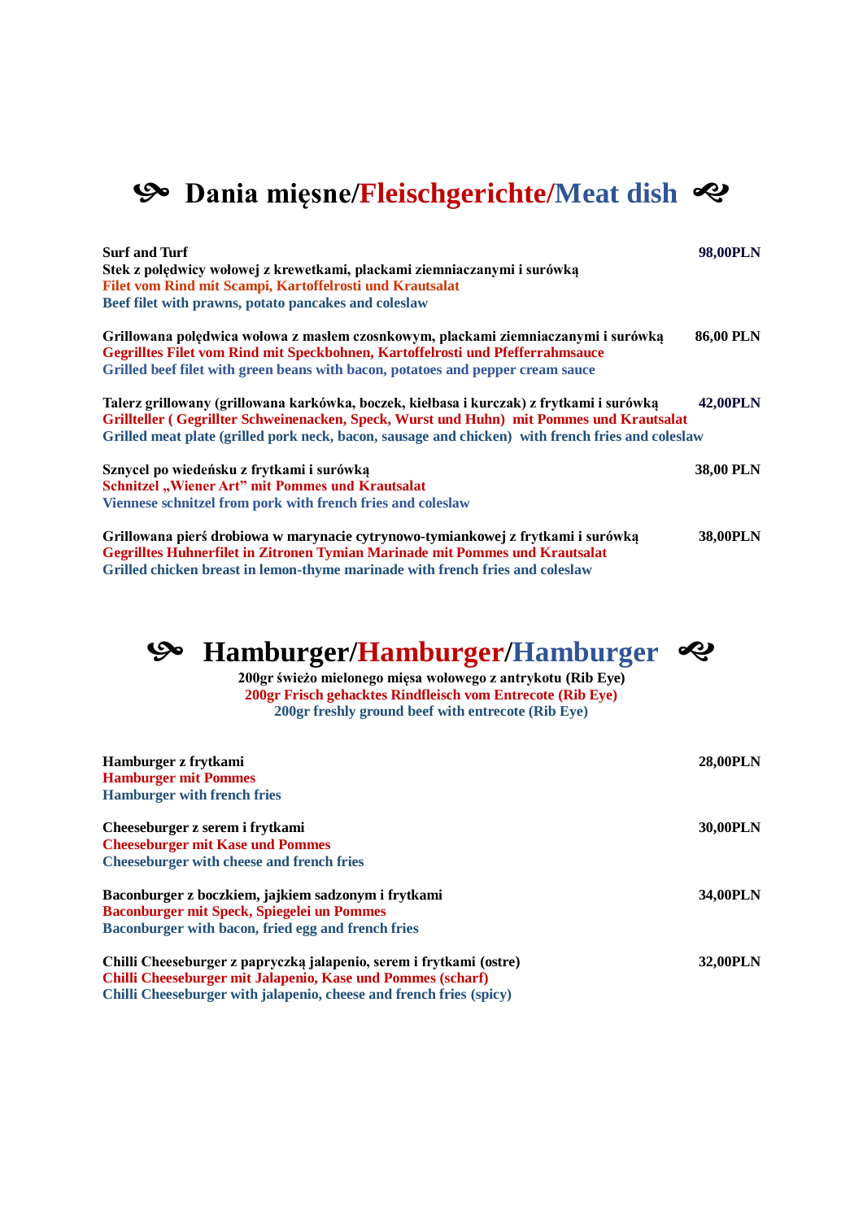## Dania mięsne/Fleischgerichte/Meat dish

**Surf and Turf** — **98,00PLN**
**Stek z polędwicy wołowej z krewetkami, plackami ziemniaczanymi i surówką**
**Filet vom Rind mit Scampi, Kartoffelrosti und Krautsalat**
**Beef filet with prawns, potato pancakes and coleslaw**

**Grillowana polędwica wołowa z masłem czosnkowym, plackami ziemniaczanymi i surówką** — **86,00 PLN**
**Gegrilltes Filet vom Rind mit Speckbohnen, Kartoffelrosti und Pfefferrahmsauce**
**Grilled beef filet with green beans with bacon, potatoes and pepper cream sauce**

**Talerz grillowany (grillowana karkówka, boczek, kiełbasa i kurczak) z frytkami i surówką** — **42,00PLN**
**Grillteller ( Gegrillter Schweinenacken, Speck, Wurst und Huhn) mit Pommes und Krautsalat**
**Grilled meat plate (grilled pork neck, bacon, sausage and chicken) with french fries and coleslaw**

**Sznycel po wiedeńsku z frytkami i surówką** — **38,00 PLN**
**Schnitzel „Wiener Art" mit Pommes und Krautsalat**
**Viennese schnitzel from pork with french fries and coleslaw**

**Grillowana pierś drobiowa w marynacie cytrynowo-tymiankowej z frytkami i surówką** — **38,00PLN**
**Gegrilltes Huhnerfilet in Zitronen Tymian Marinade mit Pommes und Krautsalat**
**Grilled chicken breast in lemon-thyme marinade with french fries and coleslaw**

## Hamburger/Hamburger/Hamburger

**200gr świeżo mielonego mięsa wołowego z antrykotu (Rib Eye)**
**200gr Frisch gehacktes Rindfleisch vom Entrecote (Rib Eye)**
**200gr freshly ground beef with entrecote (Rib Eye)**

**Hamburger z frytkami** — **28,00PLN**
**Hamburger mit Pommes**
**Hamburger with french fries**

**Cheeseburger z serem i frytkami** — **30,00PLN**
**Cheeseburger mit Kase und Pommes**
**Cheeseburger with cheese and french fries**

**Baconburger z boczkiem, jajkiem sadzonym i frytkami** — **34,00PLN**
**Baconburger mit Speck, Spiegelei un Pommes**
**Baconburger with bacon, fried egg and french fries**

**Chilli Cheeseburger z papryczką jalapenio, serem i frytkami (ostre)** — **32,00PLN**
**Chilli Cheeseburger mit Jalapenio, Kase und Pommes (scharf)**
**Chilli Cheeseburger with jalapenio, cheese and french fries (spicy)**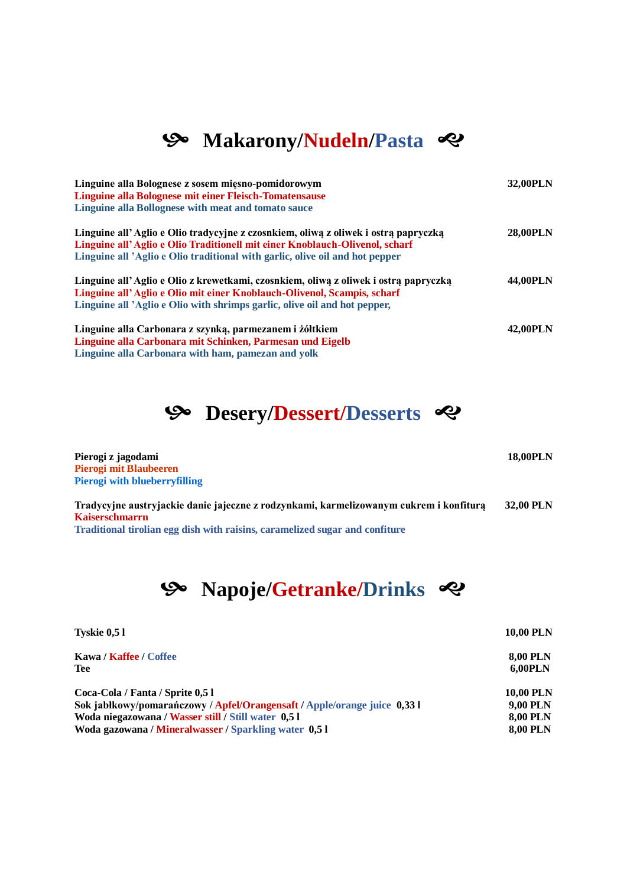# ❦ Makarony/Nudeln/Pasta ❧

| | |
|---|---|
| **Linguine alla Bolognese z sosem mięsno-pomidorowym**<br>**Linguine alla Bolognese mit einer Fleisch-Tomatensause**<br>**Linguine alla Bollognese with meat and tomato sauce** | **32,00PLN** |
| **Linguine all' Aglio e Olio tradycyjne z czosnkiem, oliwą z oliwek i ostrą papryczką**<br>**Linguine all' Aglio e Olio Traditionell mit einer Knoblauch-Olivenol, scharf**<br>**Linguine all 'Aglio e Olio traditional with garlic, olive oil and hot pepper** | **28,00PLN** |
| **Linguine all' Aglio e Olio z krewetkami, czosnkiem, oliwą z oliwek i ostrą papryczką**<br>**Linguine all' Aglio e Olio mit einer Knoblauch-Olivenol, Scampis, scharf**<br>**Linguine all 'Aglio e Olio with shrimps garlic, olive oil and hot pepper,** | **44,00PLN** |
| **Linguine alla Carbonara z szynką, parmezanem i żółtkiem**<br>**Linguine alla Carbonara mit Schinken, Parmesan und Eigelb**<br>**Linguine alla Carbonara with ham, pamezan and yolk** | **42,00PLN** |

# ❦ Desery/Dessert/Desserts ❧

| | |
|---|---|
| **Pierogi z jagodami**<br>**Pierogi mit Blaubeeren**<br>**Pierogi with blueberryfilling** | **18,00PLN** |
| **Tradycyjne austryjackie danie jajeczne z rodzynkami, karmelizowanym cukrem i konfiturą**<br>**Kaiserschmarrn**<br>**Traditional tirolian egg dish with raisins, caramelized sugar and confiture** | **32,00 PLN** |

# ❦ Napoje/Getranke/Drinks ❧

| | |
|---|---|
| **Tyskie 0,5 l** | **10,00 PLN** |
| **Kawa / Kaffee / Coffee** | **8,00 PLN** |
| **Tee** | **6,00PLN** |
| **Coca-Cola / Fanta / Sprite 0,5 l** | **10,00 PLN** |
| **Sok jabłkowy/pomarańczowy / Apfel/Orangensaft / Apple/orange juice 0,33 l** | **9,00 PLN** |
| **Woda niegazowana / Wasser still / Still water 0,5 l** | **8,00 PLN** |
| **Woda gazowana / Mineralwasser / Sparkling water 0,5 l** | **8,00 PLN** |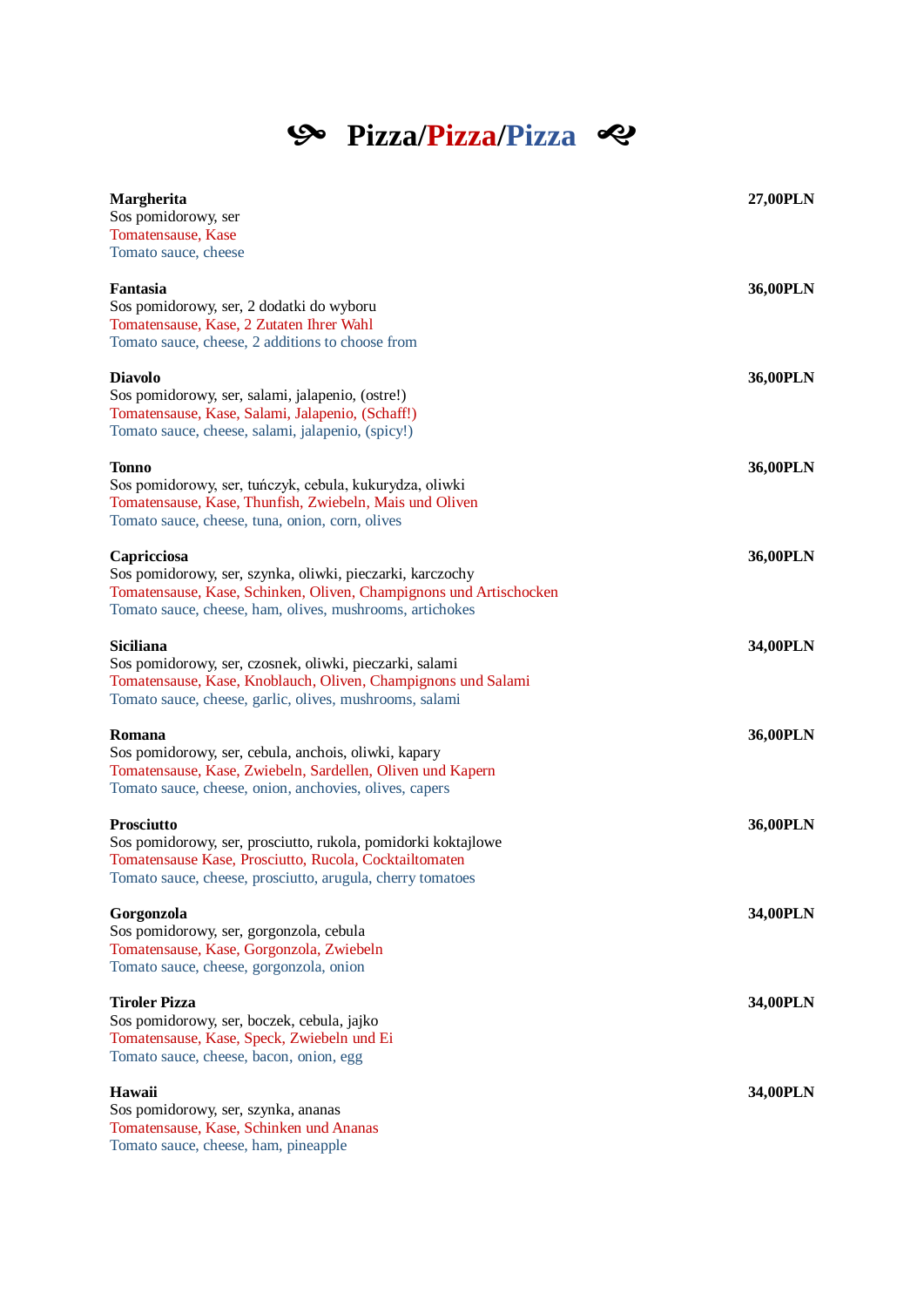# Pizza/Pizza/Pizza

**Margherita** **27,00PLN**
Sos pomidorowy, ser
Tomatensause, Kase
Tomato sauce, cheese

**Fantasia** **36,00PLN**
Sos pomidorowy, ser, 2 dodatki do wyboru
Tomatensause, Kase, 2 Zutaten Ihrer Wahl
Tomato sauce, cheese, 2 additions to choose from

**Diavolo** **36,00PLN**
Sos pomidorowy, ser, salami, jalapenio, (ostre!)
Tomatensause, Kase, Salami, Jalapenio, (Schaff!)
Tomato sauce, cheese, salami, jalapenio, (spicy!)

**Tonno** **36,00PLN**
Sos pomidorowy, ser, tuńczyk, cebula, kukurydza, oliwki
Tomatensause, Kase, Thunfish, Zwiebeln, Mais und Oliven
Tomato sauce, cheese, tuna, onion, corn, olives

**Capricciosa** **36,00PLN**
Sos pomidorowy, ser, szynka, oliwki, pieczarki, karczochy
Tomatensause, Kase, Schinken, Oliven, Champignons und Artischocken
Tomato sauce, cheese, ham, olives, mushrooms, artichokes

**Siciliana** **34,00PLN**
Sos pomidorowy, ser, czosnek, oliwki, pieczarki, salami
Tomatensause, Kase, Knoblauch, Oliven, Champignons und Salami
Tomato sauce, cheese, garlic, olives, mushrooms, salami

**Romana** **36,00PLN**
Sos pomidorowy, ser, cebula, anchois, oliwki, kapary
Tomatensause, Kase, Zwiebeln, Sardellen, Oliven und Kapern
Tomato sauce, cheese, onion, anchovies, olives, capers

**Prosciutto** **36,00PLN**
Sos pomidorowy, ser, prosciutto, rukola, pomidorki koktajlowe
Tomatensause Kase, Prosciutto, Rucola, Cocktailtomaten
Tomato sauce, cheese, prosciutto, arugula, cherry tomatoes

**Gorgonzola** **34,00PLN**
Sos pomidorowy, ser, gorgonzola, cebula
Tomatensause, Kase, Gorgonzola, Zwiebeln
Tomato sauce, cheese, gorgonzola, onion

**Tiroler Pizza** **34,00PLN**
Sos pomidorowy, ser, boczek, cebula, jajko
Tomatensause, Kase, Speck, Zwiebeln und Ei
Tomato sauce, cheese, bacon, onion, egg

**Hawaii** **34,00PLN**
Sos pomidorowy, ser, szynka, ananas
Tomatensause, Kase, Schinken und Ananas
Tomato sauce, cheese, ham, pineapple